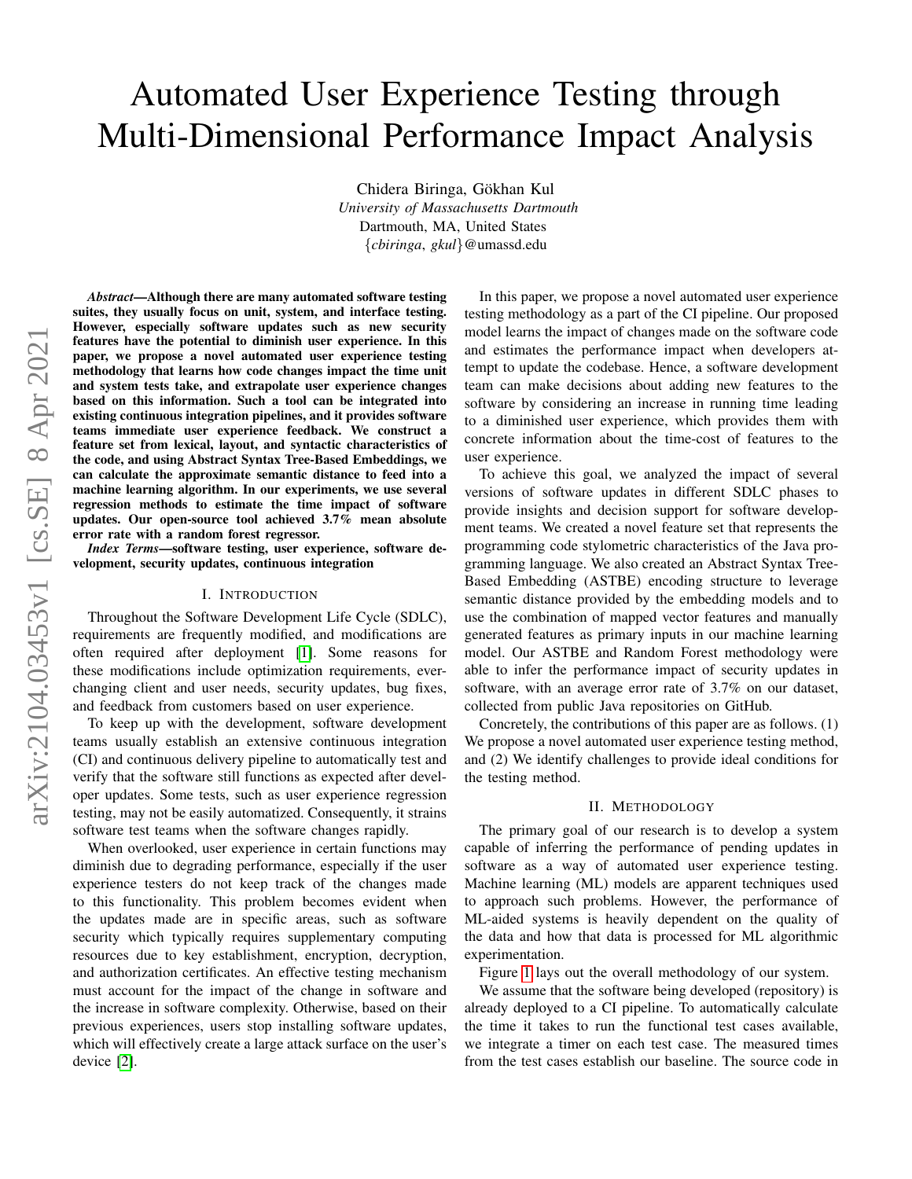# Automated User Experience Testing through Multi-Dimensional Performance Impact Analysis

Chidera Biringa, Gökhan Kul
*University of Massachusetts Dartmouth*
Dartmouth, MA, United States
{*cbiringa*, *gkul*}@umassd.edu

***Abstract*—Although there are many automated software testing suites, they usually focus on unit, system, and interface testing. However, especially software updates such as new security features have the potential to diminish user experience. In this paper, we propose a novel automated user experience testing methodology that learns how code changes impact the time unit and system tests take, and extrapolate user experience changes based on this information. Such a tool can be integrated into existing continuous integration pipelines, and it provides software teams immediate user experience feedback. We construct a feature set from lexical, layout, and syntactic characteristics of the code, and using Abstract Syntax Tree-Based Embeddings, we can calculate the approximate semantic distance to feed into a machine learning algorithm. In our experiments, we use several regression methods to estimate the time impact of software updates. Our open-source tool achieved 3.7% mean absolute error rate with a random forest regressor.**

***Index Terms*—software testing, user experience, software development, security updates, continuous integration**

## I. Introduction

Throughout the Software Development Life Cycle (SDLC), requirements are frequently modified, and modifications are often required after deployment [1]. Some reasons for these modifications include optimization requirements, ever-changing client and user needs, security updates, bug fixes, and feedback from customers based on user experience.

To keep up with the development, software development teams usually establish an extensive continuous integration (CI) and continuous delivery pipeline to automatically test and verify that the software still functions as expected after developer updates. Some tests, such as user experience regression testing, may not be easily automatized. Consequently, it strains software test teams when the software changes rapidly.

When overlooked, user experience in certain functions may diminish due to degrading performance, especially if the user experience testers do not keep track of the changes made to this functionality. This problem becomes evident when the updates made are in specific areas, such as software security which typically requires supplementary computing resources due to key establishment, encryption, decryption, and authorization certificates. An effective testing mechanism must account for the impact of the change in software and the increase in software complexity. Otherwise, based on their previous experiences, users stop installing software updates, which will effectively create a large attack surface on the user's device [2].

In this paper, we propose a novel automated user experience testing methodology as a part of the CI pipeline. Our proposed model learns the impact of changes made on the software code and estimates the performance impact when developers attempt to update the codebase. Hence, a software development team can make decisions about adding new features to the software by considering an increase in running time leading to a diminished user experience, which provides them with concrete information about the time-cost of features to the user experience.

To achieve this goal, we analyzed the impact of several versions of software updates in different SDLC phases to provide insights and decision support for software development teams. We created a novel feature set that represents the programming code stylometric characteristics of the Java programming language. We also created an Abstract Syntax Tree-Based Embedding (ASTBE) encoding structure to leverage semantic distance provided by the embedding models and to use the combination of mapped vector features and manually generated features as primary inputs in our machine learning model. Our ASTBE and Random Forest methodology were able to infer the performance impact of security updates in software, with an average error rate of 3.7% on our dataset, collected from public Java repositories on GitHub.

Concretely, the contributions of this paper are as follows. (1) We propose a novel automated user experience testing method, and (2) We identify challenges to provide ideal conditions for the testing method.

## II. Methodology

The primary goal of our research is to develop a system capable of inferring the performance of pending updates in software as a way of automated user experience testing. Machine learning (ML) models are apparent techniques used to approach such problems. However, the performance of ML-aided systems is heavily dependent on the quality of the data and how that data is processed for ML algorithmic experimentation.

Figure 1 lays out the overall methodology of our system.

We assume that the software being developed (repository) is already deployed to a CI pipeline. To automatically calculate the time it takes to run the functional test cases available, we integrate a timer on each test case. The measured times from the test cases establish our baseline. The source code in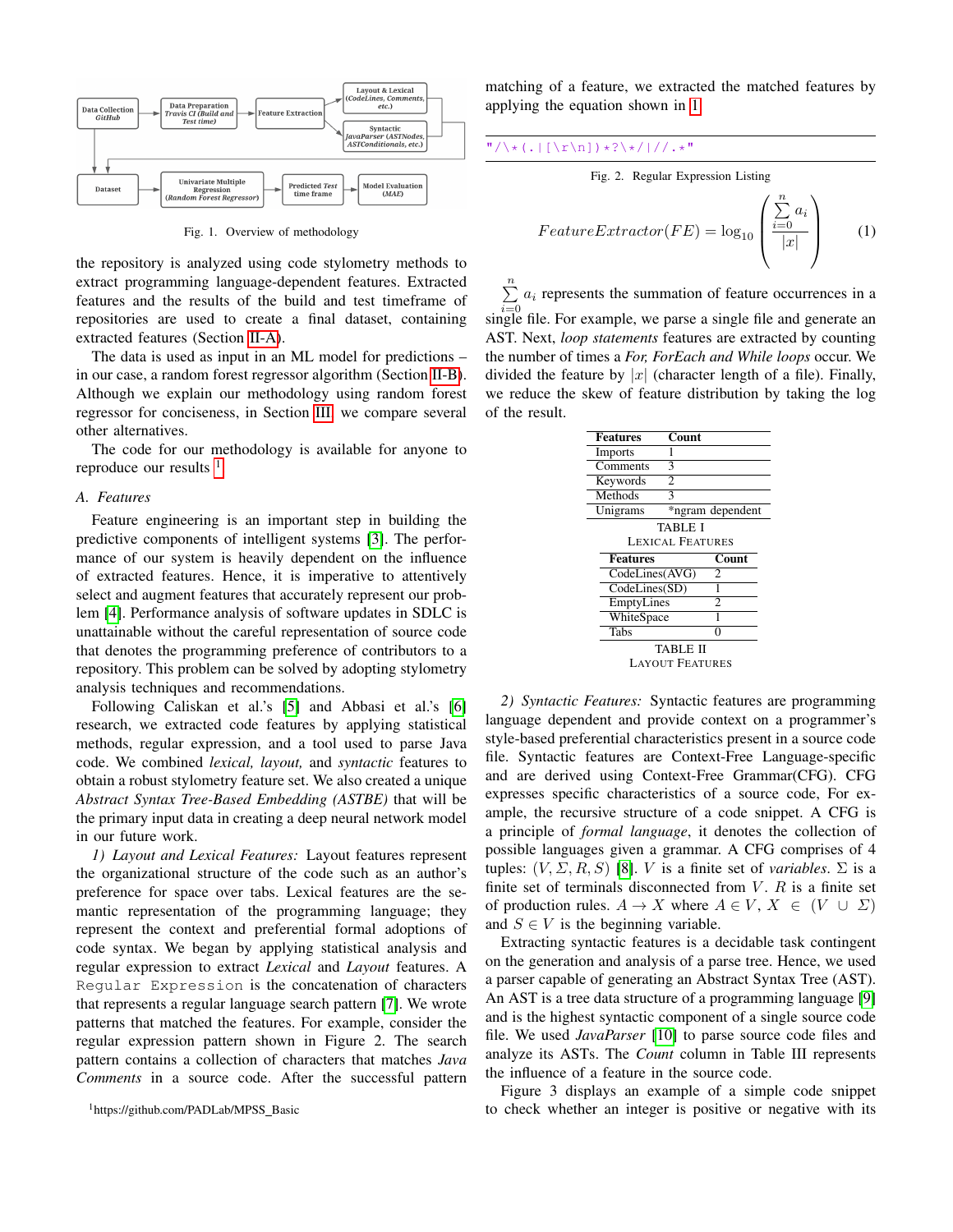Fig. 1. Overview of methodology

the repository is analyzed using code stylometry methods to extract programming language-dependent features. Extracted features and the results of the build and test timeframe of repositories are used to create a final dataset, containing extracted features (Section II-A).

The data is used as input in an ML model for predictions – in our case, a random forest regressor algorithm (Section II-B). Although we explain our methodology using random forest regressor for conciseness, in Section III, we compare several other alternatives.

The code for our methodology is available for anyone to reproduce our results [1]

### A. Features

Feature engineering is an important step in building the predictive components of intelligent systems [3]. The performance of our system is heavily dependent on the influence of extracted features. Hence, it is imperative to attentively select and augment features that accurately represent our problem [4]. Performance analysis of software updates in SDLC is unattainable without the careful representation of source code that denotes the programming preference of contributors to a repository. This problem can be solved by adopting stylometry analysis techniques and recommendations.

Following Caliskan et al.'s [5] and Abbasi et al.'s [6] research, we extracted code features by applying statistical methods, regular expression, and a tool used to parse Java code. We combined *lexical, layout,* and *syntactic* features to obtain a robust stylometry feature set. We also created a unique *Abstract Syntax Tree-Based Embedding (ASTBE)* that will be the primary input data in creating a deep neural network model in our future work.

*1) Layout and Lexical Features:* Layout features represent the organizational structure of the code such as an author's preference for space over tabs. Lexical features are the semantic representation of the programming language; they represent the context and preferential formal adoptions of code syntax. We began by applying statistical analysis and regular expression to extract *Lexical* and *Layout* features. A `Regular Expression` is the concatenation of characters that represents a regular language search pattern [7]. We wrote patterns that matched the features. For example, consider the regular expression search pattern shown in Figure 2. The search pattern contains a collection of characters that matches *Java Comments* in a source code. After the successful pattern matching of a feature, we extracted the matched features by applying the equation shown in 1

```
"/\*(.|[\r\n])*?\*/|//.*"
```

Fig. 2. Regular Expression Listing

$$FeatureExtractor(FE) = \log_{10}\left(\frac{\sum_{i=0}^{n} a_i}{|x|}\right) \qquad (1)$$

$\sum_{i=0}^{n} a_i$ represents the summation of feature occurrences in a single file. For example, we parse a single file and generate an AST. Next, *loop statements* features are extracted by counting the number of times a *For, ForEach and While loops* occur. We divided the feature by $|x|$ (character length of a file). Finally, we reduce the skew of feature distribution by taking the log of the result.

| Features | Count |
|---|---|
| Imports | 1 |
| Comments | 3 |
| Keywords | 2 |
| Methods | 3 |
| Unigrams | *ngram dependent |

TABLE I
LEXICAL FEATURES

| Features | Count |
|---|---|
| CodeLines(AVG) | 2 |
| CodeLines(SD) | 1 |
| EmptyLines | 2 |
| WhiteSpace | 1 |
| Tabs | 0 |

TABLE II
LAYOUT FEATURES

*2) Syntactic Features:* Syntactic features are programming language dependent and provide context on a programmer's style-based preferential characteristics present in a source code file. Syntactic features are Context-Free Language-specific and are derived using Context-Free Grammar(CFG). CFG expresses specific characteristics of a source code, For example, the recursive structure of a code snippet. A CFG is a principle of *formal language*, it denotes the collection of possible languages given a grammar. A CFG comprises of 4 tuples: $(V, \Sigma, R, S)$ [8]. $V$ is a finite set of *variables*. $\Sigma$ is a finite set of terminals disconnected from $V$. $R$ is a finite set of production rules. $A \to X$ where $A \in V$, $X \in (V \cup \Sigma)$ and $S \in V$ is the beginning variable.

Extracting syntactic features is a decidable task contingent on the generation and analysis of a parse tree. Hence, we used a parser capable of generating an Abstract Syntax Tree (AST). An AST is a tree data structure of a programming language [9] and is the highest syntactic component of a single source code file. We used *JavaParser* [10] to parse source code files and analyze its ASTs. The *Count* column in Table III represents the influence of a feature in the source code.

Figure 3 displays an example of a simple code snippet to check whether an integer is positive or negative with its

[1] https://github.com/PADLab/MPSS_Basic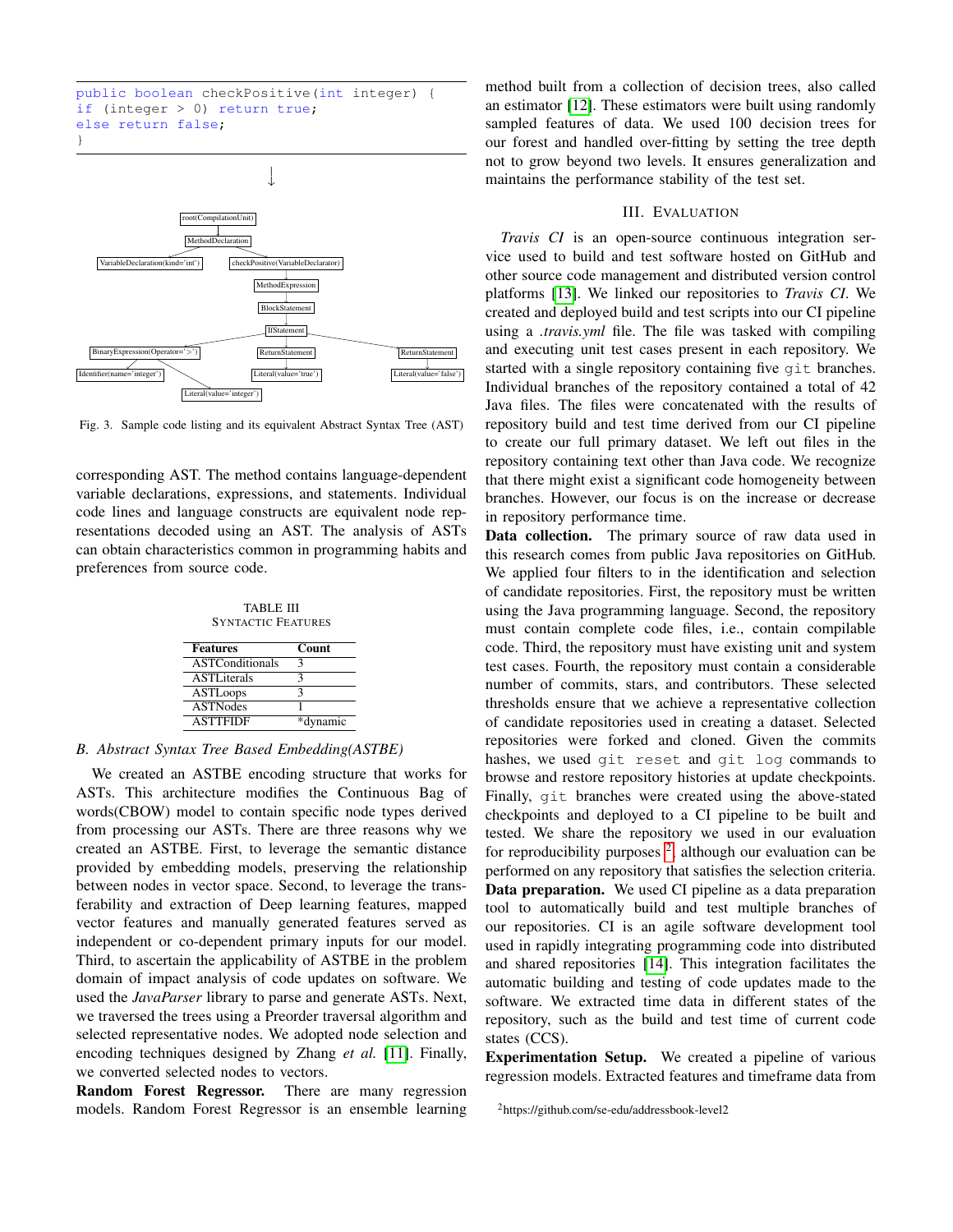```
public boolean checkPositive(int integer) {
if (integer > 0) return true;
else return false;
}
```

Fig. 3. Sample code listing and its equivalent Abstract Syntax Tree (AST)

corresponding AST. The method contains language-dependent variable declarations, expressions, and statements. Individual code lines and language constructs are equivalent node representations decoded using an AST. The analysis of ASTs can obtain characteristics common in programming habits and preferences from source code.

TABLE III
SYNTACTIC FEATURES

| Features | Count |
|---|---|
| ASTConditionals | 3 |
| ASTLiterals | 3 |
| ASTLoops | 3 |
| ASTNodes | 1 |
| ASTTFIDF | *dynamic |

### B. Abstract Syntax Tree Based Embedding(ASTBE)

We created an ASTBE encoding structure that works for ASTs. This architecture modifies the Continuous Bag of words(CBOW) model to contain specific node types derived from processing our ASTs. There are three reasons why we created an ASTBE. First, to leverage the semantic distance provided by embedding models, preserving the relationship between nodes in vector space. Second, to leverage the transferability and extraction of Deep learning features, mapped vector features and manually generated features served as independent or co-dependent primary inputs for our model. Third, to ascertain the applicability of ASTBE in the problem domain of impact analysis of code updates on software. We used the *JavaParser* library to parse and generate ASTs. Next, we traversed the trees using a Preorder traversal algorithm and selected representative nodes. We adopted node selection and encoding techniques designed by Zhang *et al.* [11]. Finally, we converted selected nodes to vectors.

**Random Forest Regressor.** There are many regression models. Random Forest Regressor is an ensemble learning method built from a collection of decision trees, also called an estimator [12]. These estimators were built using randomly sampled features of data. We used 100 decision trees for our forest and handled over-fitting by setting the tree depth not to grow beyond two levels. It ensures generalization and maintains the performance stability of the test set.

## III. Evaluation

*Travis CI* is an open-source continuous integration service used to build and test software hosted on GitHub and other source code management and distributed version control platforms [13]. We linked our repositories to *Travis CI*. We created and deployed build and test scripts into our CI pipeline using a *.travis.yml* file. The file was tasked with compiling and executing unit test cases present in each repository. We started with a single repository containing five `git` branches. Individual branches of the repository contained a total of 42 Java files. The files were concatenated with the results of repository build and test time derived from our CI pipeline to create our full primary dataset. We left out files in the repository containing text other than Java code. We recognize that there might exist a significant code homogeneity between branches. However, our focus is on the increase or decrease in repository performance time.

**Data collection.** The primary source of raw data used in this research comes from public Java repositories on GitHub. We applied four filters to in the identification and selection of candidate repositories. First, the repository must be written using the Java programming language. Second, the repository must contain complete code files, i.e., contain compilable code. Third, the repository must have existing unit and system test cases. Fourth, the repository must contain a considerable number of commits, stars, and contributors. These selected thresholds ensure that we achieve a representative collection of candidate repositories used in creating a dataset. Selected repositories were forked and cloned. Given the commits hashes, we used `git reset` and `git log` commands to browse and restore repository histories at update checkpoints. Finally, `git` branches were created using the above-stated checkpoints and deployed to a CI pipeline to be built and tested. We share the repository we used in our evaluation for reproducibility purposes [2], although our evaluation can be performed on any repository that satisfies the selection criteria.

**Data preparation.** We used CI pipeline as a data preparation tool to automatically build and test multiple branches of our repositories. CI is an agile software development tool used in rapidly integrating programming code into distributed and shared repositories [14]. This integration facilitates the automatic building and testing of code updates made to the software. We extracted time data in different states of the repository, such as the build and test time of current code states (CCS).

**Experimentation Setup.** We created a pipeline of various regression models. Extracted features and timeframe data from

[2]https://github.com/se-edu/addressbook-level2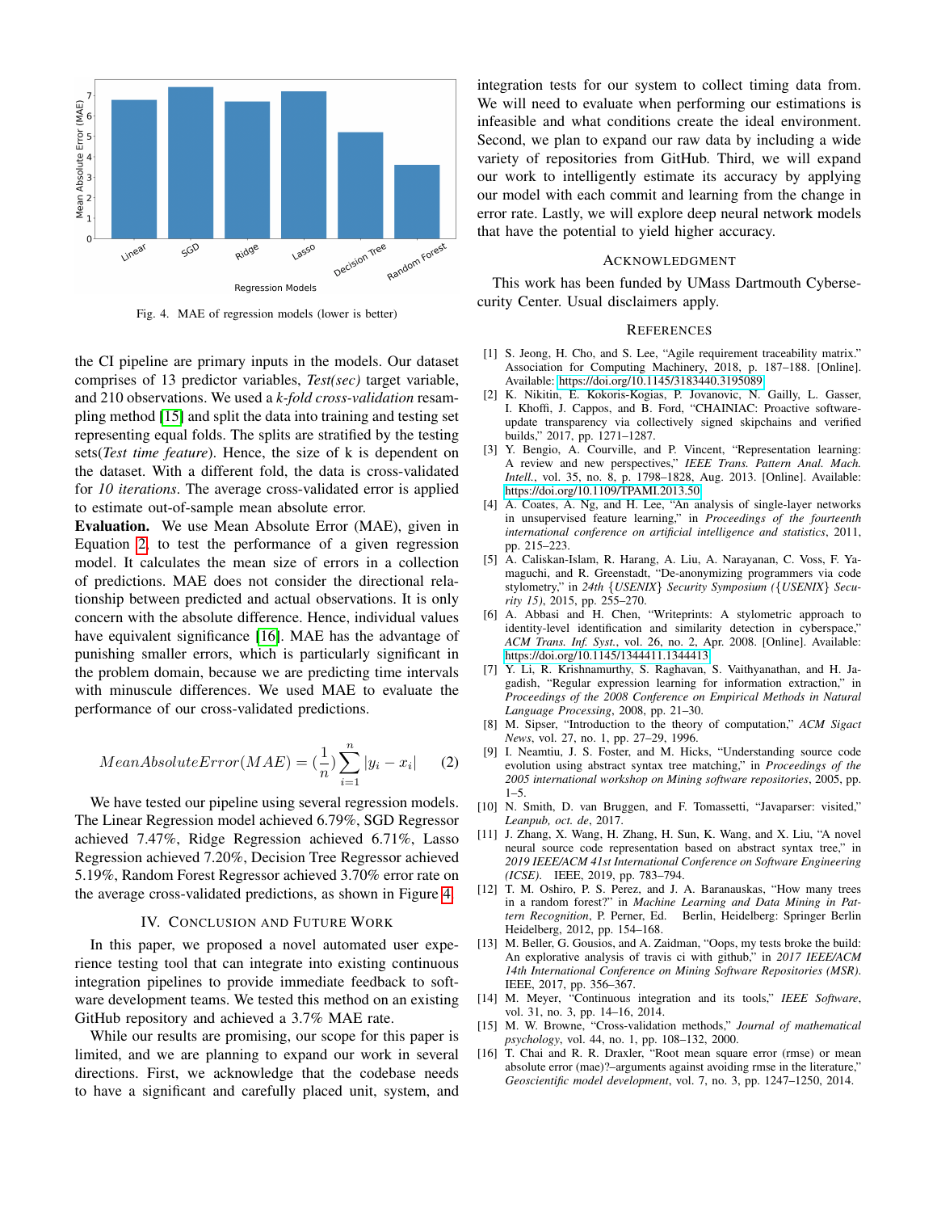Mean Absolute Error (MAE)

7
6
5
4
3
2
1
0

Linear
SGD
Ridge
Lasso
Decision Tree
Random Forest

Regression Models

Fig. 4. MAE of regression models (lower is better)

the CI pipeline are primary inputs in the models. Our dataset comprises of 13 predictor variables, *Test(sec)* target variable, and 210 observations. We used a *k-fold cross-validation* resampling method [15] and split the data into training and testing set representing equal folds. The splits are stratified by the testing sets(*Test time feature*). Hence, the size of k is dependent on the dataset. With a different fold, the data is cross-validated for *10 iterations*. The average cross-validated error is applied to estimate out-of-sample mean absolute error.

**Evaluation.** We use Mean Absolute Error (MAE), given in Equation 2, to test the performance of a given regression model. It calculates the mean size of errors in a collection of predictions. MAE does not consider the directional relationship between predicted and actual observations. It is only concern with the absolute difference. Hence, individual values have equivalent significance [16]. MAE has the advantage of punishing smaller errors, which is particularly significant in the problem domain, because we are predicting time intervals with minuscule differences. We used MAE to evaluate the performance of our cross-validated predictions.

$$MeanAbsoluteError(MAE) = (\frac{1}{n})\sum_{i=1}^{n}|y_i - x_i| \quad (2)$$

We have tested our pipeline using several regression models. The Linear Regression model achieved 6.79%, SGD Regressor achieved 7.47%, Ridge Regression achieved 6.71%, Lasso Regression achieved 7.20%, Decision Tree Regressor achieved 5.19%, Random Forest Regressor achieved 3.70% error rate on the average cross-validated predictions, as shown in Figure 4.

## IV. Conclusion and Future Work

In this paper, we proposed a novel automated user experience testing tool that can integrate into existing continuous integration pipelines to provide immediate feedback to software development teams. We tested this method on an existing GitHub repository and achieved a 3.7% MAE rate.

While our results are promising, our scope for this paper is limited, and we are planning to expand our work in several directions. First, we acknowledge that the codebase needs to have a significant and carefully placed unit, system, and integration tests for our system to collect timing data from. We will need to evaluate when performing our estimations is infeasible and what conditions create the ideal environment. Second, we plan to expand our raw data by including a wide variety of repositories from GitHub. Third, we will expand our work to intelligently estimate its accuracy by applying our model with each commit and learning from the change in error rate. Lastly, we will explore deep neural network models that have the potential to yield higher accuracy.

## Acknowledgment

This work has been funded by UMass Dartmouth Cybersecurity Center. Usual disclaimers apply.

## References

[1] S. Jeong, H. Cho, and S. Lee, "Agile requirement traceability matrix." Association for Computing Machinery, 2018, p. 187–188. [Online]. Available: https://doi.org/10.1145/3183440.3195089

[2] K. Nikitin, E. Kokoris-Kogias, P. Jovanovic, N. Gailly, L. Gasser, I. Khoffi, J. Cappos, and B. Ford, "CHAINIAC: Proactive software-update transparency via collectively signed skipchains and verified builds," 2017, pp. 1271–1287.

[3] Y. Bengio, A. Courville, and P. Vincent, "Representation learning: A review and new perspectives," *IEEE Trans. Pattern Anal. Mach. Intell.*, vol. 35, no. 8, p. 1798–1828, Aug. 2013. [Online]. Available: https://doi.org/10.1109/TPAMI.2013.50

[4] A. Coates, A. Ng, and H. Lee, "An analysis of single-layer networks in unsupervised feature learning," in *Proceedings of the fourteenth international conference on artificial intelligence and statistics*, 2011, pp. 215–223.

[5] A. Caliskan-Islam, R. Harang, A. Liu, A. Narayanan, C. Voss, F. Yamaguchi, and R. Greenstadt, "De-anonymizing programmers via code stylometry," in *24th {USENIX} Security Symposium ({USENIX} Security 15)*, 2015, pp. 255–270.

[6] A. Abbasi and H. Chen, "Writeprints: A stylometric approach to identity-level identification and similarity detection in cyberspace," *ACM Trans. Inf. Syst.*, vol. 26, no. 2, Apr. 2008. [Online]. Available: https://doi.org/10.1145/1344411.1344413

[7] Y. Li, R. Krishnamurthy, S. Raghavan, S. Vaithyanathan, and H. Jagadish, "Regular expression learning for information extraction," in *Proceedings of the 2008 Conference on Empirical Methods in Natural Language Processing*, 2008, pp. 21–30.

[8] M. Sipser, "Introduction to the theory of computation," *ACM Sigact News*, vol. 27, no. 1, pp. 27–29, 1996.

[9] I. Neamtiu, J. S. Foster, and M. Hicks, "Understanding source code evolution using abstract syntax tree matching," in *Proceedings of the 2005 international workshop on Mining software repositories*, 2005, pp. 1–5.

[10] N. Smith, D. van Bruggen, and F. Tomassetti, "Javaparser: visited," *Leanpub, oct. de*, 2017.

[11] J. Zhang, X. Wang, H. Zhang, H. Sun, K. Wang, and X. Liu, "A novel neural source code representation based on abstract syntax tree," in *2019 IEEE/ACM 41st International Conference on Software Engineering (ICSE)*. IEEE, 2019, pp. 783–794.

[12] T. M. Oshiro, P. S. Perez, and J. A. Baranauskas, "How many trees in a random forest?" in *Machine Learning and Data Mining in Pattern Recognition*, P. Perner, Ed. Berlin, Heidelberg: Springer Berlin Heidelberg, 2012, pp. 154–168.

[13] M. Beller, G. Gousios, and A. Zaidman, "Oops, my tests broke the build: An explorative analysis of travis ci with github," in *2017 IEEE/ACM 14th International Conference on Mining Software Repositories (MSR)*. IEEE, 2017, pp. 356–367.

[14] M. Meyer, "Continuous integration and its tools," *IEEE Software*, vol. 31, no. 3, pp. 14–16, 2014.

[15] M. W. Browne, "Cross-validation methods," *Journal of mathematical psychology*, vol. 44, no. 1, pp. 108–132, 2000.

[16] T. Chai and R. R. Draxler, "Root mean square error (rmse) or mean absolute error (mae)?–arguments against avoiding rmse in the literature," *Geoscientific model development*, vol. 7, no. 3, pp. 1247–1250, 2014.